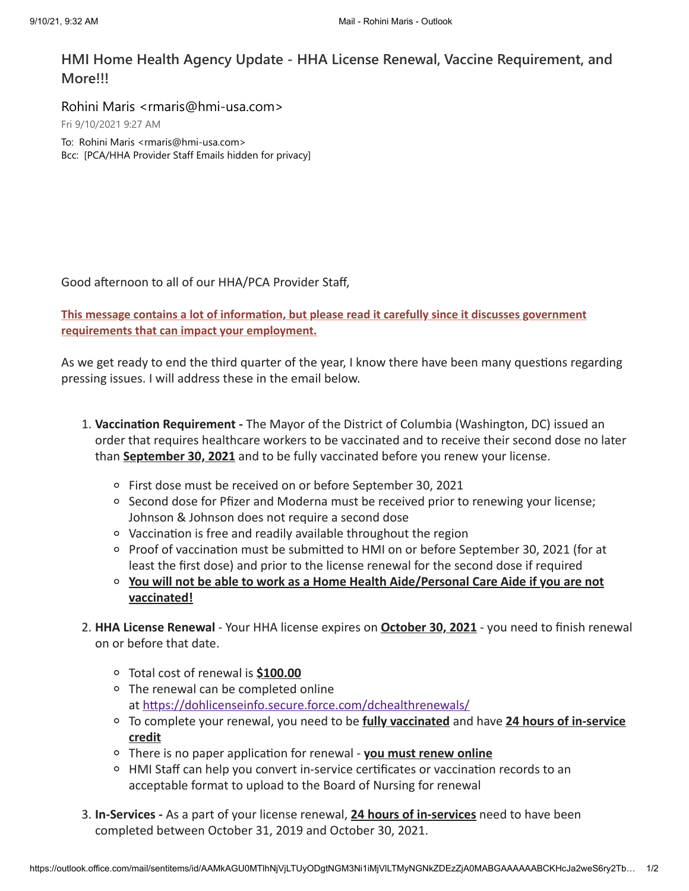# HMI Home Health Agency Update - HHA License Renewal, Vaccine Requirement, and More!!!

Rohini Maris <rmaris@hmi-usa.com>

Fri 9/10/2021 9:27 AM

To: Rohini Maris <rmaris@hmi-usa.com>
Bcc: [PCA/HHA Provider Staff Emails hidden for privacy]

Good afternoon to all of our HHA/PCA Provider Staff,

**This message contains a lot of information, but please read it carefully since it discusses government requirements that can impact your employment.**

As we get ready to end the third quarter of the year, I know there have been many questions regarding pressing issues. I will address these in the email below.

1. **Vaccination Requirement -** The Mayor of the District of Columbia (Washington, DC) issued an order that requires healthcare workers to be vaccinated and to receive their second dose no later than **September 30, 2021** and to be fully vaccinated before you renew your license.
   - First dose must be received on or before September 30, 2021
   - Second dose for Pfizer and Moderna must be received prior to renewing your license; Johnson & Johnson does not require a second dose
   - Vaccination is free and readily available throughout the region
   - Proof of vaccination must be submitted to HMI on or before September 30, 2021 (for at least the first dose) and prior to the license renewal for the second dose if required
   - **You will not be able to work as a Home Health Aide/Personal Care Aide if you are not vaccinated!**
2. **HHA License Renewal** - Your HHA license expires on **October 30, 2021** - you need to finish renewal on or before that date.
   - Total cost of renewal is **$100.00**
   - The renewal can be completed online at https://dohlicenseinfo.secure.force.com/dchealthrenewals/
   - To complete your renewal, you need to be **fully vaccinated** and have **24 hours of in-service credit**
   - There is no paper application for renewal - **you must renew online**
   - HMI Staff can help you convert in-service certificates or vaccination records to an acceptable format to upload to the Board of Nursing for renewal
3. **In-Services -** As a part of your license renewal, **24 hours of in-services** need to have been completed between October 31, 2019 and October 30, 2021.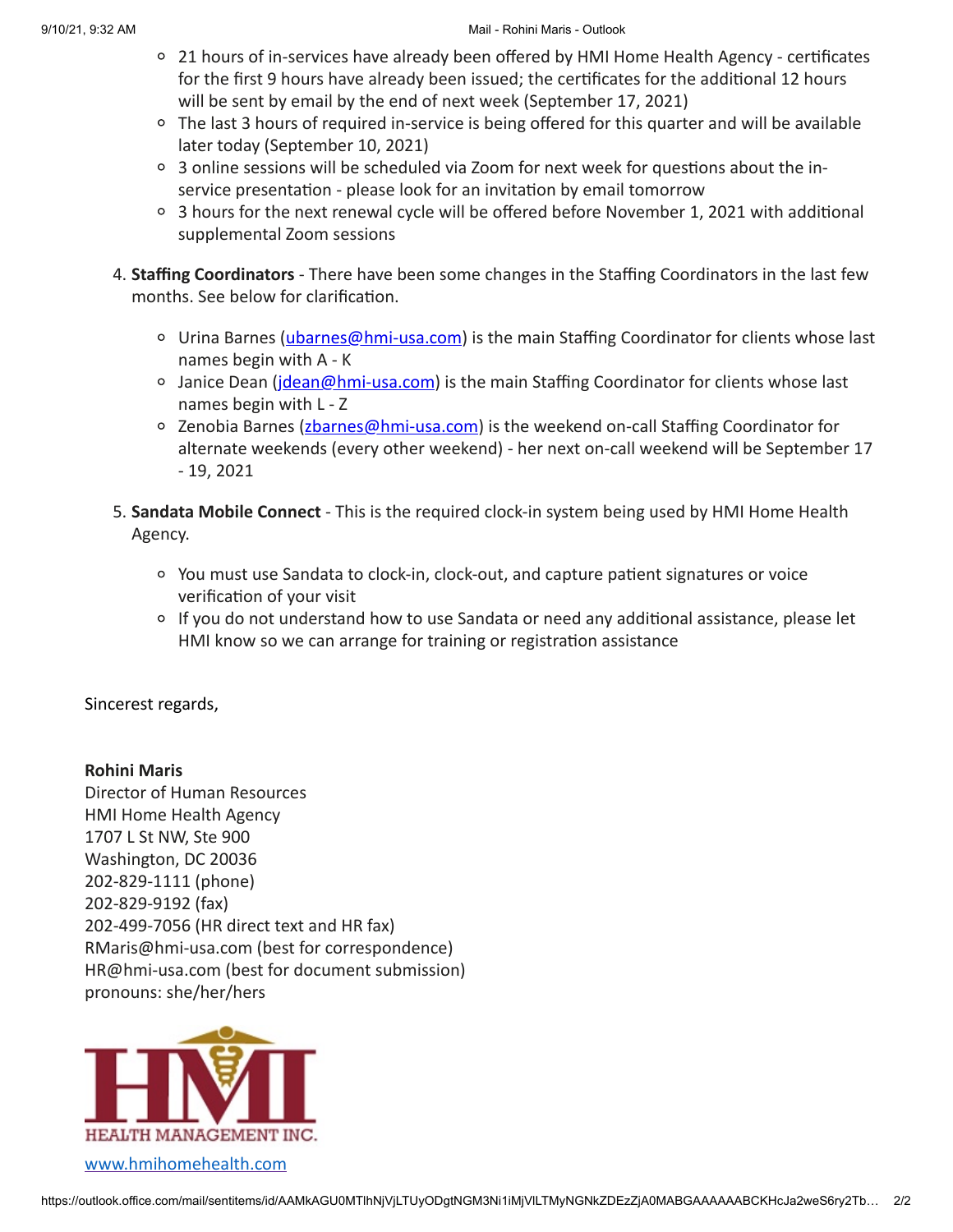- 21 hours of in-services have already been offered by HMI Home Health Agency - certificates for the first 9 hours have already been issued; the certificates for the additional 12 hours will be sent by email by the end of next week (September 17, 2021)
    - The last 3 hours of required in-service is being offered for this quarter and will be available later today (September 10, 2021)
    - 3 online sessions will be scheduled via Zoom for next week for questions about the in-service presentation - please look for an invitation by email tomorrow
    - 3 hours for the next renewal cycle will be offered before November 1, 2021 with additional supplemental Zoom sessions

4. **Staffing Coordinators** - There have been some changes in the Staffing Coordinators in the last few months. See below for clarification.

    - Urina Barnes (ubarnes@hmi-usa.com) is the main Staffing Coordinator for clients whose last names begin with A - K
    - Janice Dean (jdean@hmi-usa.com) is the main Staffing Coordinator for clients whose last names begin with L - Z
    - Zenobia Barnes (zbarnes@hmi-usa.com) is the weekend on-call Staffing Coordinator for alternate weekends (every other weekend) - her next on-call weekend will be September 17 - 19, 2021

5. **Sandata Mobile Connect** - This is the required clock-in system being used by HMI Home Health Agency.

    - You must use Sandata to clock-in, clock-out, and capture patient signatures or voice verification of your visit
    - If you do not understand how to use Sandata or need any additional assistance, please let HMI know so we can arrange for training or registration assistance

Sincerest regards,

**Rohini Maris**
Director of Human Resources
HMI Home Health Agency
1707 L St NW, Ste 900
Washington, DC 20036
202-829-1111 (phone)
202-829-9192 (fax)
202-499-7056 (HR direct text and HR fax)
RMaris@hmi-usa.com (best for correspondence)
HR@hmi-usa.com (best for document submission)
pronouns: she/her/hers

HMI
HEALTH MANAGEMENT INC.

www.hmihomehealth.com